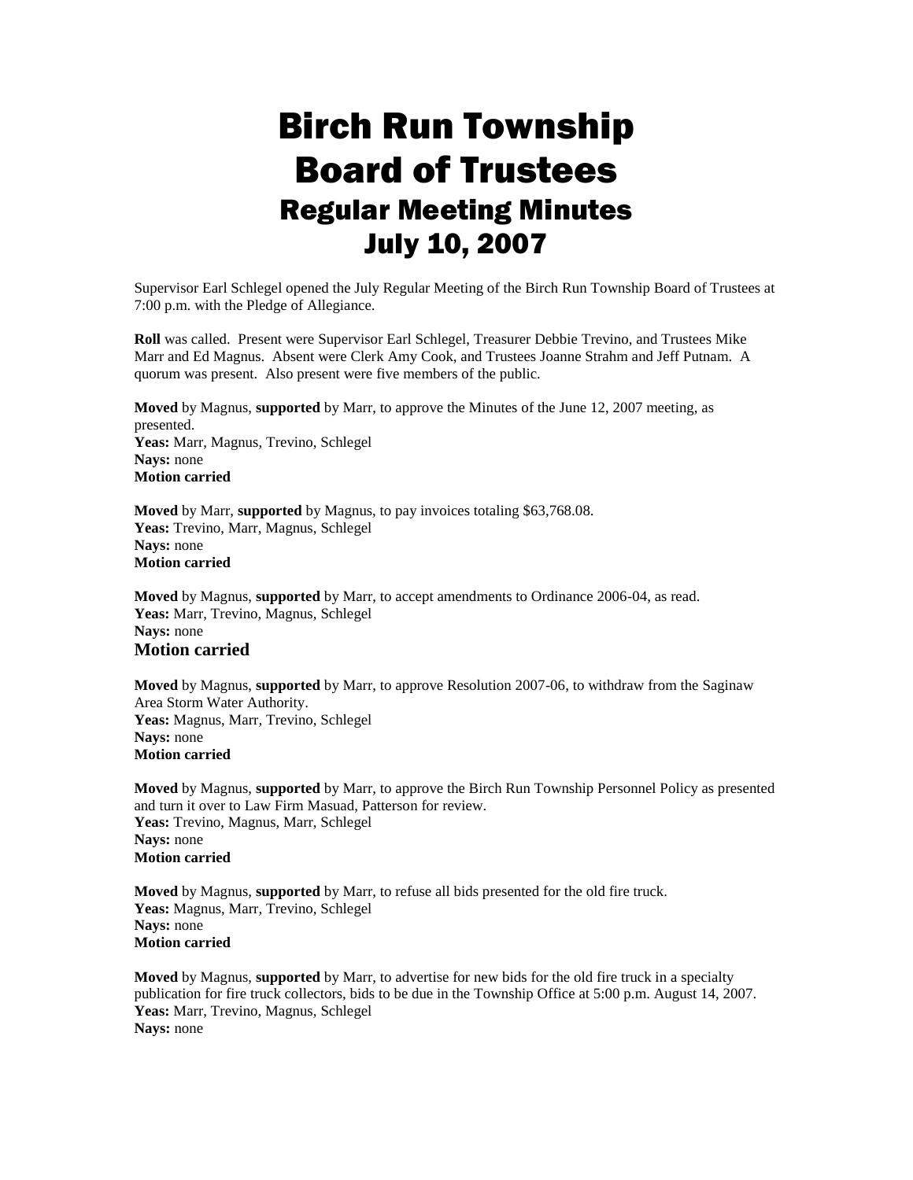# Birch Run Township
# Board of Trustees
## Regular Meeting Minutes
## July 10, 2007

Supervisor Earl Schlegel opened the July Regular Meeting of the Birch Run Township Board of Trustees at 7:00 p.m. with the Pledge of Allegiance.

**Roll** was called. Present were Supervisor Earl Schlegel, Treasurer Debbie Trevino, and Trustees Mike Marr and Ed Magnus. Absent were Clerk Amy Cook, and Trustees Joanne Strahm and Jeff Putnam. A quorum was present. Also present were five members of the public.

**Moved** by Magnus, **supported** by Marr, to approve the Minutes of the June 12, 2007 meeting, as presented.
**Yeas:** Marr, Magnus, Trevino, Schlegel
**Nays:** none
**Motion carried**

**Moved** by Marr, **supported** by Magnus, to pay invoices totaling $63,768.08.
**Yeas:** Trevino, Marr, Magnus, Schlegel
**Nays:** none
**Motion carried**

**Moved** by Magnus, **supported** by Marr, to accept amendments to Ordinance 2006-04, as read.
**Yeas:** Marr, Trevino, Magnus, Schlegel
**Nays:** none
**Motion carried**

**Moved** by Magnus, **supported** by Marr, to approve Resolution 2007-06, to withdraw from the Saginaw Area Storm Water Authority.
**Yeas:** Magnus, Marr, Trevino, Schlegel
**Nays:** none
**Motion carried**

**Moved** by Magnus, **supported** by Marr, to approve the Birch Run Township Personnel Policy as presented and turn it over to Law Firm Masuad, Patterson for review.
**Yeas:** Trevino, Magnus, Marr, Schlegel
**Nays:** none
**Motion carried**

**Moved** by Magnus, **supported** by Marr, to refuse all bids presented for the old fire truck.
**Yeas:** Magnus, Marr, Trevino, Schlegel
**Nays:** none
**Motion carried**

**Moved** by Magnus, **supported** by Marr, to advertise for new bids for the old fire truck in a specialty publication for fire truck collectors, bids to be due in the Township Office at 5:00 p.m. August 14, 2007.
**Yeas:** Marr, Trevino, Magnus, Schlegel
**Nays:** none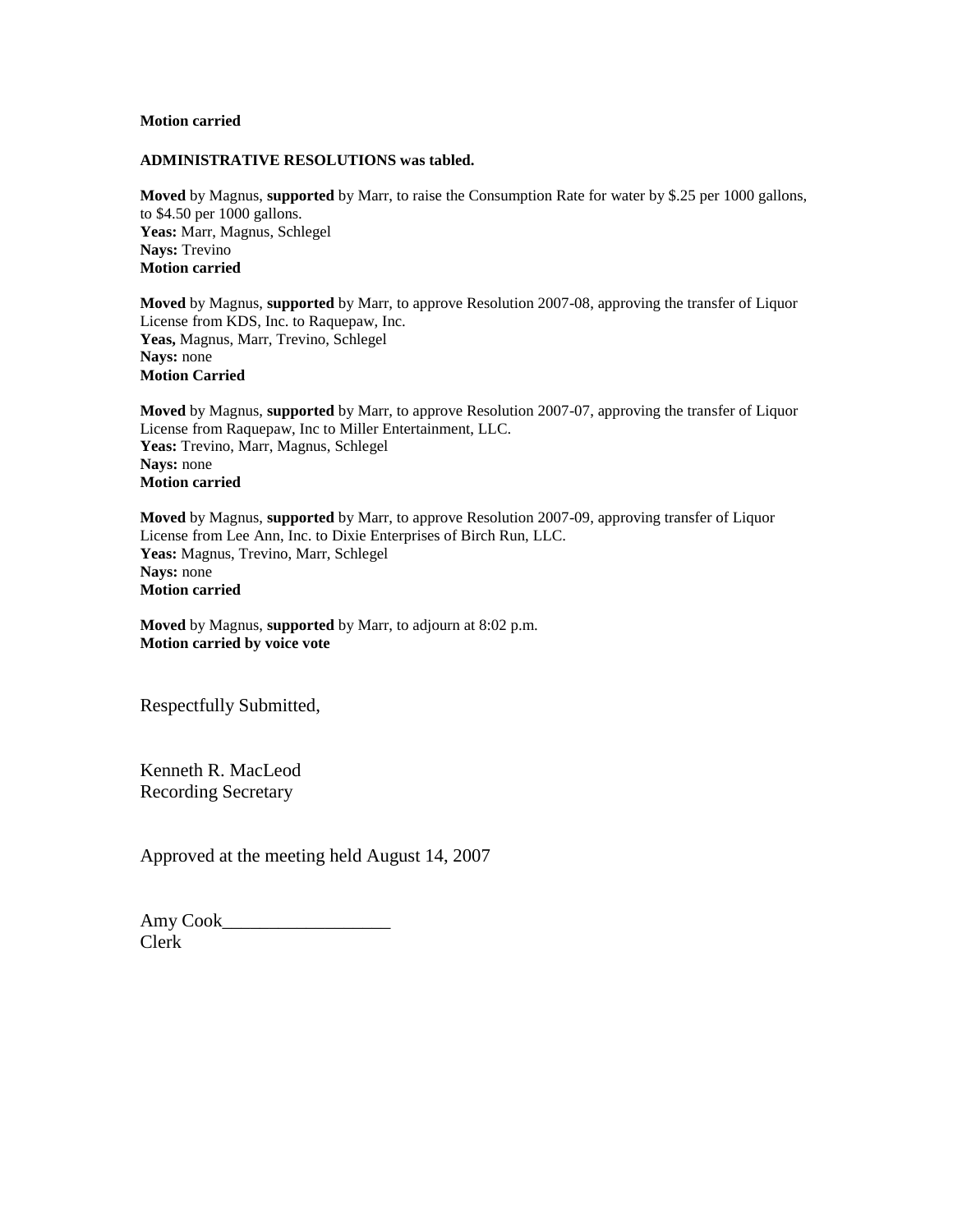**Motion carried**

**ADMINISTRATIVE RESOLUTIONS was tabled.**

**Moved** by Magnus, **supported** by Marr, to raise the Consumption Rate for water by $.25 per 1000 gallons, to $4.50 per 1000 gallons.
**Yeas:** Marr, Magnus, Schlegel
**Nays:** Trevino
**Motion carried**

**Moved** by Magnus, **supported** by Marr, to approve Resolution 2007-08, approving the transfer of Liquor License from KDS, Inc. to Raquepaw, Inc.
**Yeas,** Magnus, Marr, Trevino, Schlegel
**Nays:** none
**Motion Carried**

**Moved** by Magnus, **supported** by Marr, to approve Resolution 2007-07, approving the transfer of Liquor License from Raquepaw, Inc to Miller Entertainment, LLC.
**Yeas:** Trevino, Marr, Magnus, Schlegel
**Nays:** none
**Motion carried**

**Moved** by Magnus, **supported** by Marr, to approve Resolution 2007-09, approving transfer of Liquor License from Lee Ann, Inc. to Dixie Enterprises of Birch Run, LLC.
**Yeas:** Magnus, Trevino, Marr, Schlegel
**Nays:** none
**Motion carried**

**Moved** by Magnus, **supported** by Marr, to adjourn at 8:02 p.m.
**Motion carried by voice vote**

Respectfully Submitted,

Kenneth R. MacLeod
Recording Secretary

Approved at the meeting held August 14, 2007

Amy Cook__________________
Clerk